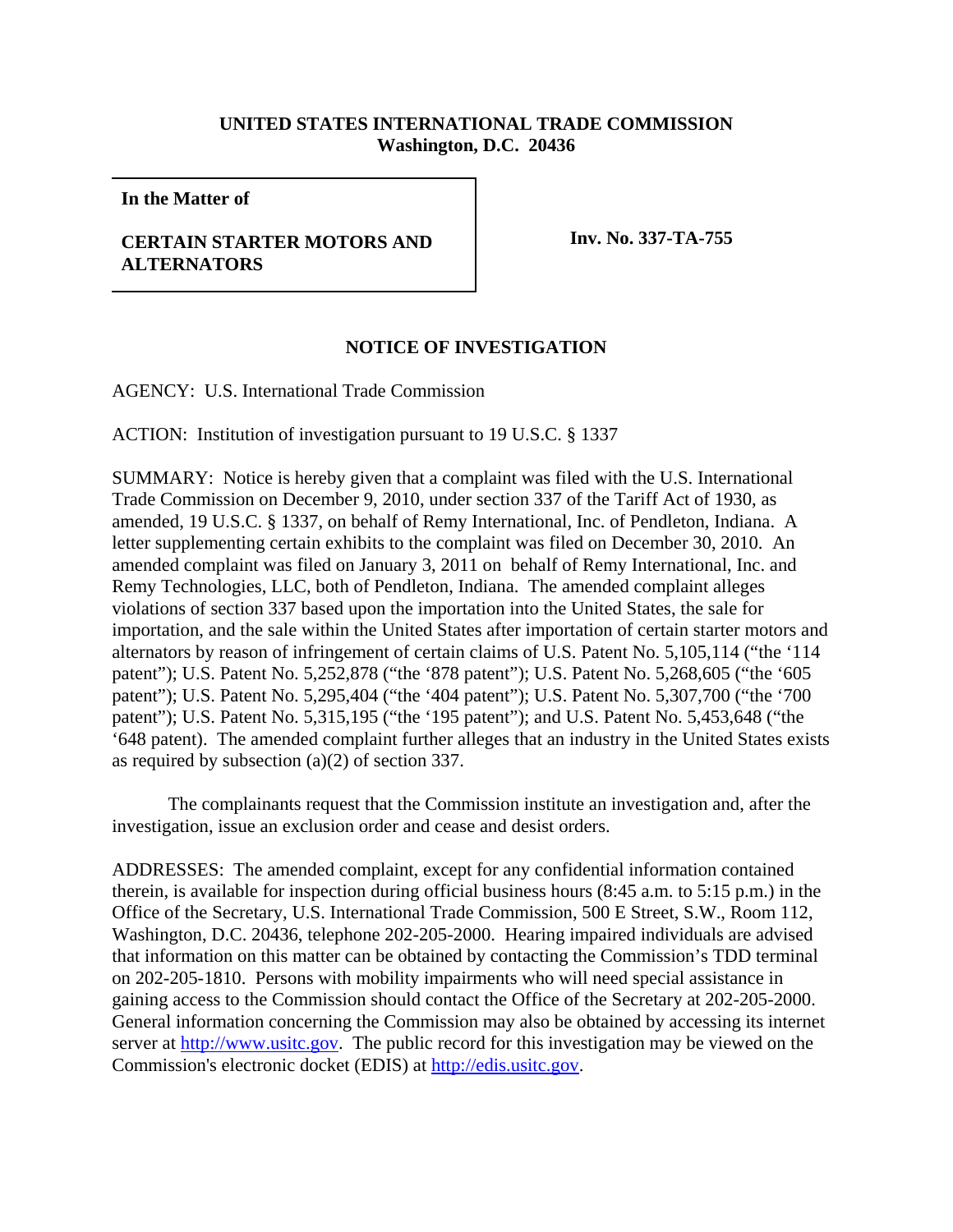**UNITED STATES INTERNATIONAL TRADE COMMISSION**
**Washington, D.C. 20436**

| **In the Matter of**<br><br>**CERTAIN STARTER MOTORS AND ALTERNATORS** | **Inv. No. 337-TA-755** |
|---|---|

## NOTICE OF INVESTIGATION

AGENCY: U.S. International Trade Commission

ACTION: Institution of investigation pursuant to 19 U.S.C. § 1337

SUMMARY: Notice is hereby given that a complaint was filed with the U.S. International Trade Commission on December 9, 2010, under section 337 of the Tariff Act of 1930, as amended, 19 U.S.C. § 1337, on behalf of Remy International, Inc. of Pendleton, Indiana. A letter supplementing certain exhibits to the complaint was filed on December 30, 2010. An amended complaint was filed on January 3, 2011 on behalf of Remy International, Inc. and Remy Technologies, LLC, both of Pendleton, Indiana. The amended complaint alleges violations of section 337 based upon the importation into the United States, the sale for importation, and the sale within the United States after importation of certain starter motors and alternators by reason of infringement of certain claims of U.S. Patent No. 5,105,114 ("the '114 patent"); U.S. Patent No. 5,252,878 ("the '878 patent"); U.S. Patent No. 5,268,605 ("the '605 patent"); U.S. Patent No. 5,295,404 ("the '404 patent"); U.S. Patent No. 5,307,700 ("the '700 patent"); U.S. Patent No. 5,315,195 ("the '195 patent"); and U.S. Patent No. 5,453,648 ("the '648 patent). The amended complaint further alleges that an industry in the United States exists as required by subsection (a)(2) of section 337.

The complainants request that the Commission institute an investigation and, after the investigation, issue an exclusion order and cease and desist orders.

ADDRESSES: The amended complaint, except for any confidential information contained therein, is available for inspection during official business hours (8:45 a.m. to 5:15 p.m.) in the Office of the Secretary, U.S. International Trade Commission, 500 E Street, S.W., Room 112, Washington, D.C. 20436, telephone 202-205-2000. Hearing impaired individuals are advised that information on this matter can be obtained by contacting the Commission's TDD terminal on 202-205-1810. Persons with mobility impairments who will need special assistance in gaining access to the Commission should contact the Office of the Secretary at 202-205-2000. General information concerning the Commission may also be obtained by accessing its internet server at http://www.usitc.gov. The public record for this investigation may be viewed on the Commission's electronic docket (EDIS) at http://edis.usitc.gov.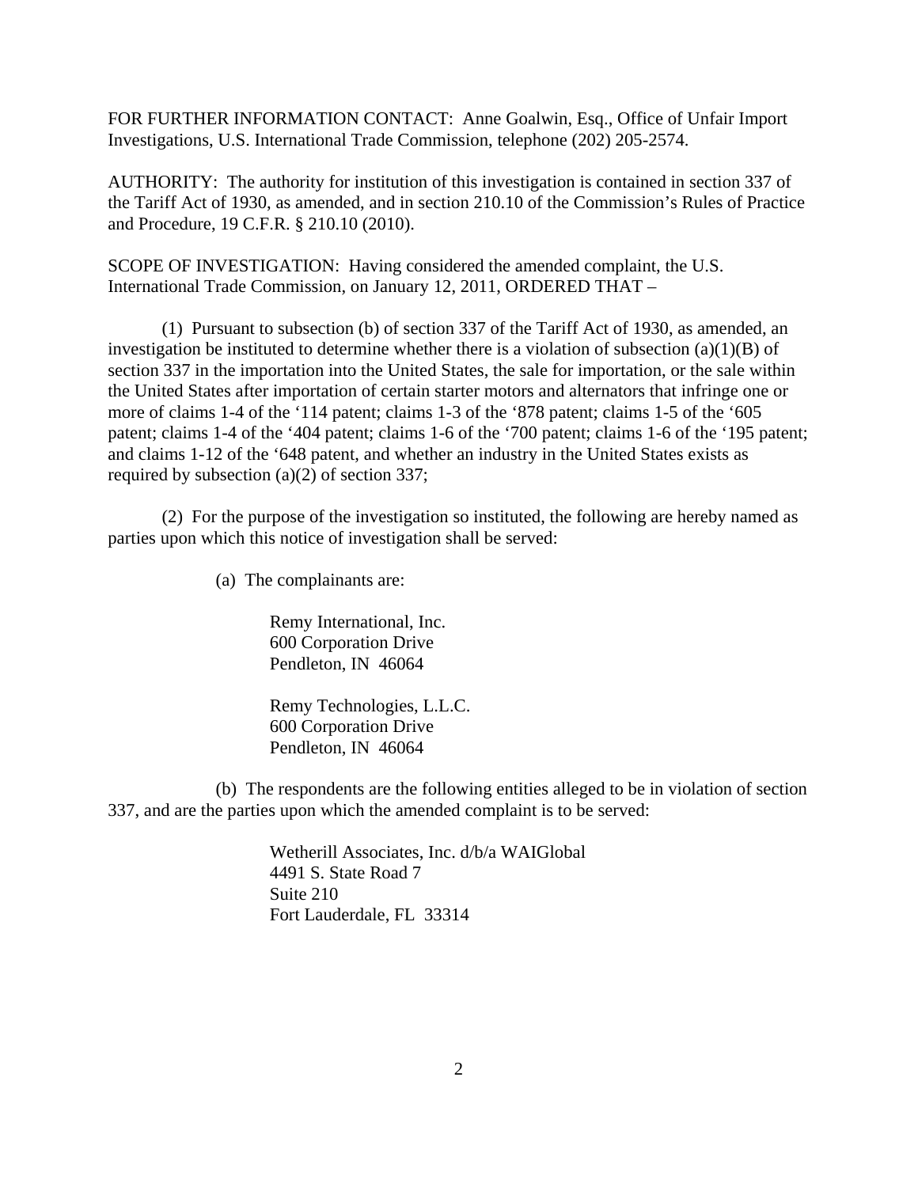FOR FURTHER INFORMATION CONTACT: Anne Goalwin, Esq., Office of Unfair Import Investigations, U.S. International Trade Commission, telephone (202) 205-2574.

AUTHORITY: The authority for institution of this investigation is contained in section 337 of the Tariff Act of 1930, as amended, and in section 210.10 of the Commission's Rules of Practice and Procedure, 19 C.F.R. § 210.10 (2010).

SCOPE OF INVESTIGATION: Having considered the amended complaint, the U.S. International Trade Commission, on January 12, 2011, ORDERED THAT –

(1) Pursuant to subsection (b) of section 337 of the Tariff Act of 1930, as amended, an investigation be instituted to determine whether there is a violation of subsection (a)(1)(B) of section 337 in the importation into the United States, the sale for importation, or the sale within the United States after importation of certain starter motors and alternators that infringe one or more of claims 1-4 of the '114 patent; claims 1-3 of the '878 patent; claims 1-5 of the '605 patent; claims 1-4 of the '404 patent; claims 1-6 of the '700 patent; claims 1-6 of the '195 patent; and claims 1-12 of the '648 patent, and whether an industry in the United States exists as required by subsection (a)(2) of section 337;

(2) For the purpose of the investigation so instituted, the following are hereby named as parties upon which this notice of investigation shall be served:

(a) The complainants are:

Remy International, Inc.
600 Corporation Drive
Pendleton, IN 46064

Remy Technologies, L.L.C.
600 Corporation Drive
Pendleton, IN 46064

(b) The respondents are the following entities alleged to be in violation of section 337, and are the parties upon which the amended complaint is to be served:

Wetherill Associates, Inc. d/b/a WAIGlobal
4491 S. State Road 7
Suite 210
Fort Lauderdale, FL 33314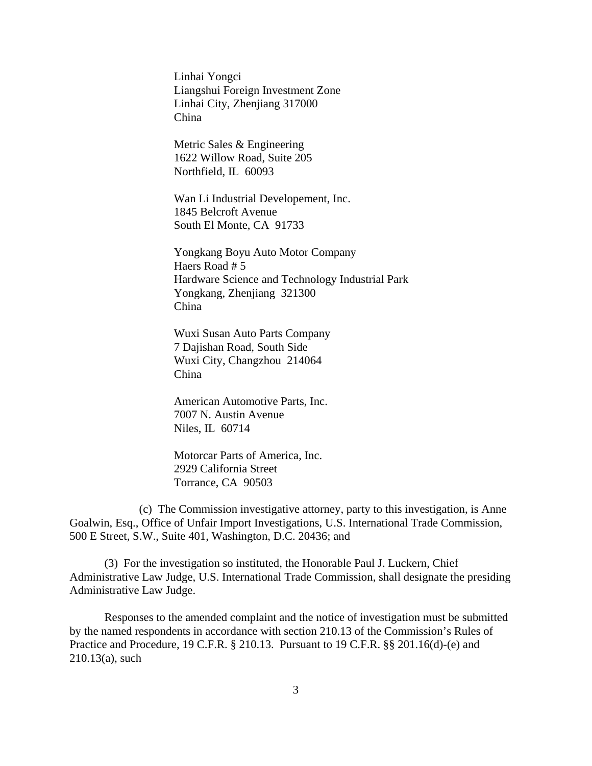Linhai Yongci  
Liangshui Foreign Investment Zone  
Linhai City, Zhenjiang 317000  
China

Metric Sales & Engineering  
1622 Willow Road, Suite 205  
Northfield, IL 60093

Wan Li Industrial Developement, Inc.  
1845 Belcroft Avenue  
South El Monte, CA 91733

Yongkang Boyu Auto Motor Company  
Haers Road # 5  
Hardware Science and Technology Industrial Park  
Yongkang, Zhenjiang 321300  
China

Wuxi Susan Auto Parts Company  
7 Dajishan Road, South Side  
Wuxi City, Changzhou 214064  
China

American Automotive Parts, Inc.  
7007 N. Austin Avenue  
Niles, IL 60714

Motorcar Parts of America, Inc.  
2929 California Street  
Torrance, CA 90503

(c) The Commission investigative attorney, party to this investigation, is Anne Goalwin, Esq., Office of Unfair Import Investigations, U.S. International Trade Commission, 500 E Street, S.W., Suite 401, Washington, D.C. 20436; and

(3) For the investigation so instituted, the Honorable Paul J. Luckern, Chief Administrative Law Judge, U.S. International Trade Commission, shall designate the presiding Administrative Law Judge.

Responses to the amended complaint and the notice of investigation must be submitted by the named respondents in accordance with section 210.13 of the Commission's Rules of Practice and Procedure, 19 C.F.R. § 210.13. Pursuant to 19 C.F.R. §§ 201.16(d)-(e) and 210.13(a), such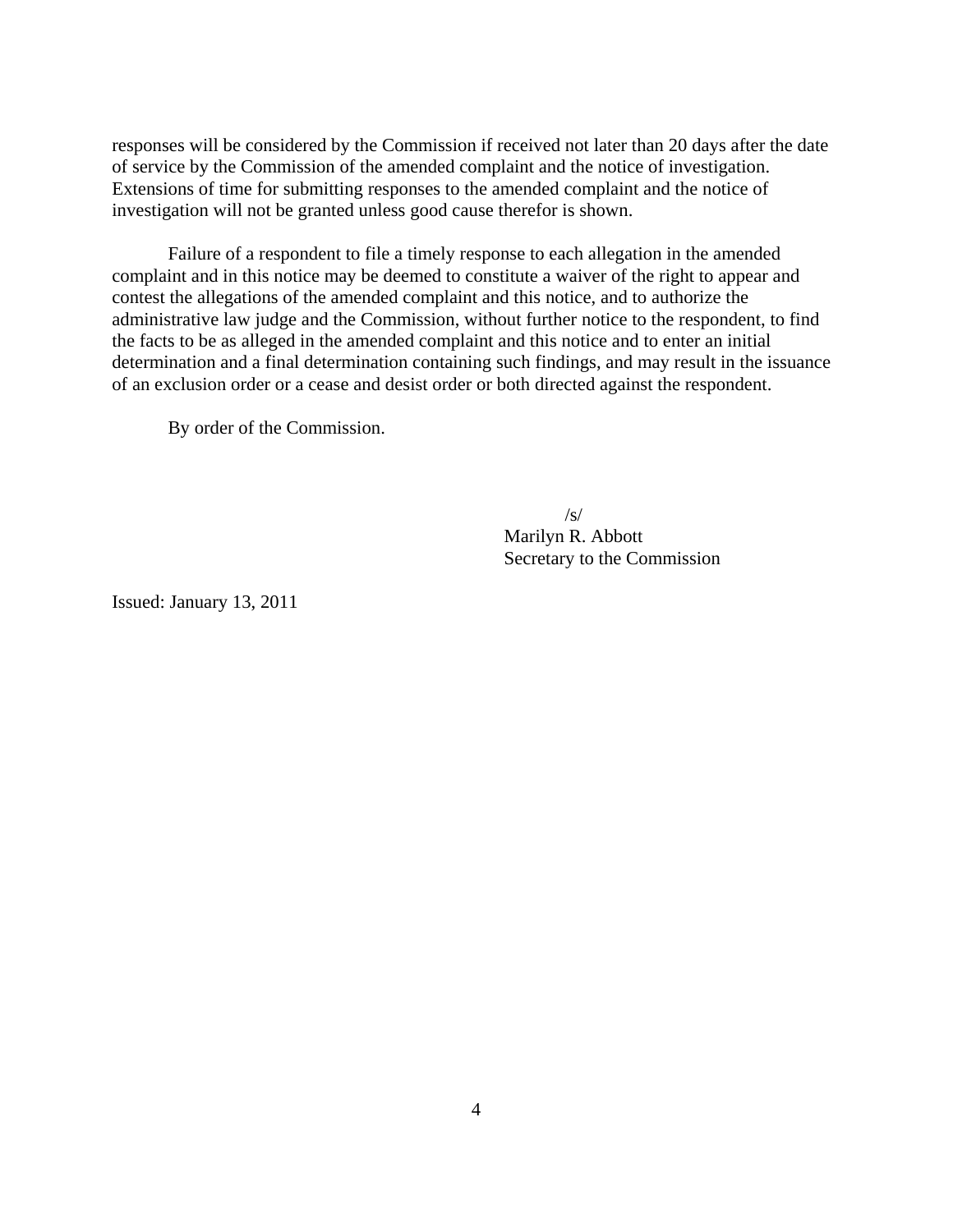responses will be considered by the Commission if received not later than 20 days after the date of service by the Commission of the amended complaint and the notice of investigation. Extensions of time for submitting responses to the amended complaint and the notice of investigation will not be granted unless good cause therefor is shown.

Failure of a respondent to file a timely response to each allegation in the amended complaint and in this notice may be deemed to constitute a waiver of the right to appear and contest the allegations of the amended complaint and this notice, and to authorize the administrative law judge and the Commission, without further notice to the respondent, to find the facts to be as alleged in the amended complaint and this notice and to enter an initial determination and a final determination containing such findings, and may result in the issuance of an exclusion order or a cease and desist order or both directed against the respondent.

By order of the Commission.

/s/
Marilyn R. Abbott
Secretary to the Commission

Issued: January 13, 2011